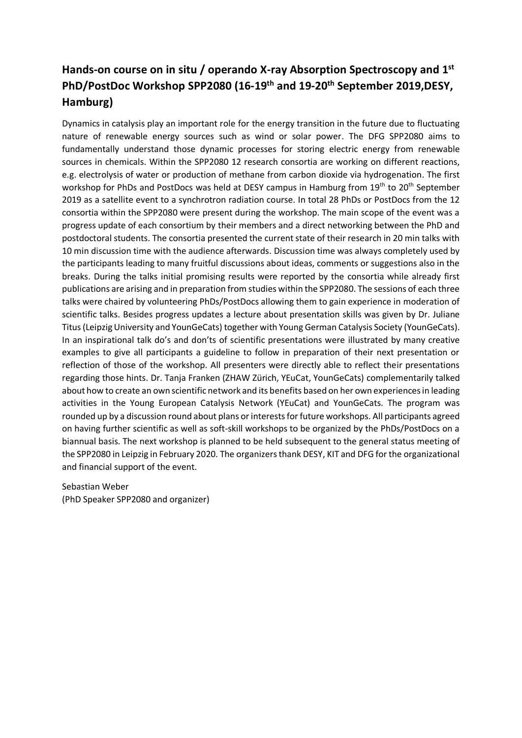## Hands-on course on in situ / operando X-ray Absorption Spectroscopy and 1st PhD/PostDoc Workshop SPP2080 (16-19th and 19-20th September 2019,DESY, Hamburg)

Dynamics in catalysis play an important role for the energy transition in the future due to fluctuating nature of renewable energy sources such as wind or solar power. The DFG SPP2080 aims to fundamentally understand those dynamic processes for storing electric energy from renewable sources in chemicals. Within the SPP2080 12 research consortia are working on different reactions, e.g. electrolysis of water or production of methane from carbon dioxide via hydrogenation. The first workshop for PhDs and PostDocs was held at DESY campus in Hamburg from 19th to 20th September 2019 as a satellite event to a synchrotron radiation course. In total 28 PhDs or PostDocs from the 12 consortia within the SPP2080 were present during the workshop. The main scope of the event was a progress update of each consortium by their members and a direct networking between the PhD and postdoctoral students. The consortia presented the current state of their research in 20 min talks with 10 min discussion time with the audience afterwards. Discussion time was always completely used by the participants leading to many fruitful discussions about ideas, comments or suggestions also in the breaks. During the talks initial promising results were reported by the consortia while already first publications are arising and in preparation from studies within the SPP2080. The sessions of each three talks were chaired by volunteering PhDs/PostDocs allowing them to gain experience in moderation of scientific talks. Besides progress updates a lecture about presentation skills was given by Dr. Juliane Titus (Leipzig University and YounGeCats) together with Young German Catalysis Society (YounGeCats). In an inspirational talk do's and don'ts of scientific presentations were illustrated by many creative examples to give all participants a guideline to follow in preparation of their next presentation or reflection of those of the workshop. All presenters were directly able to reflect their presentations regarding those hints. Dr. Tanja Franken (ZHAW Zürich, YEuCat, YounGeCats) complementarily talked about how to create an own scientific network and its benefits based on her own experiences in leading activities in the Young European Catalysis Network (YEuCat) and YounGeCats. The program was rounded up by a discussion round about plans or interests for future workshops. All participants agreed on having further scientific as well as soft-skill workshops to be organized by the PhDs/PostDocs on a biannual basis. The next workshop is planned to be held subsequent to the general status meeting of the SPP2080 in Leipzig in February 2020. The organizers thank DESY, KIT and DFG for the organizational and financial support of the event.

Sebastian Weber
(PhD Speaker SPP2080 and organizer)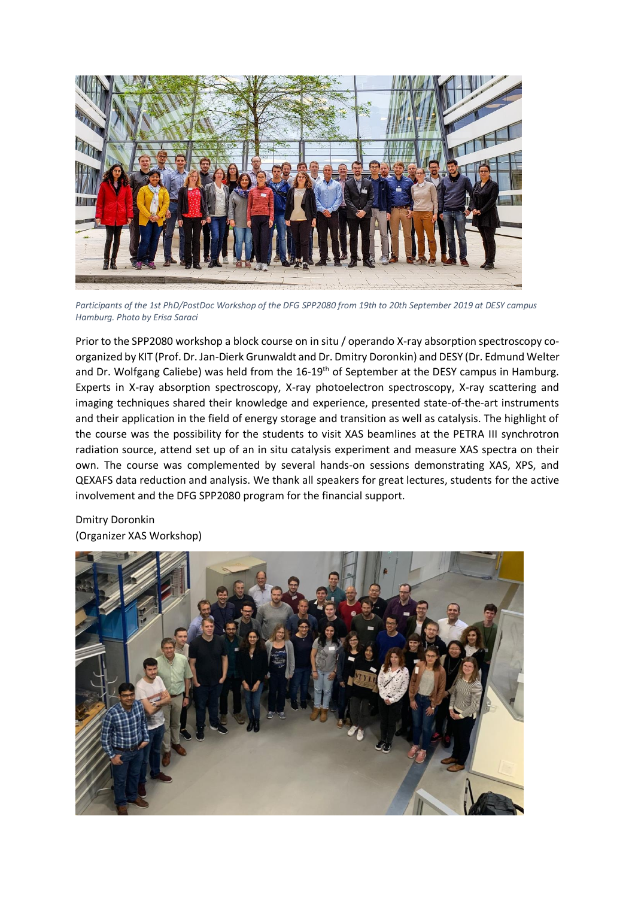*Participants of the 1st PhD/PostDoc Workshop of the DFG SPP2080 from 19th to 20th September 2019 at DESY campus Hamburg. Photo by Erisa Saraci*

Prior to the SPP2080 workshop a block course on in situ / operando X-ray absorption spectroscopy co-organized by KIT (Prof. Dr. Jan-Dierk Grunwaldt and Dr. Dmitry Doronkin) and DESY (Dr. Edmund Welter and Dr. Wolfgang Caliebe) was held from the 16-19th of September at the DESY campus in Hamburg. Experts in X-ray absorption spectroscopy, X-ray photoelectron spectroscopy, X-ray scattering and imaging techniques shared their knowledge and experience, presented state-of-the-art instruments and their application in the field of energy storage and transition as well as catalysis. The highlight of the course was the possibility for the students to visit XAS beamlines at the PETRA III synchrotron radiation source, attend set up of an in situ catalysis experiment and measure XAS spectra on their own. The course was complemented by several hands-on sessions demonstrating XAS, XPS, and QEXAFS data reduction and analysis. We thank all speakers for great lectures, students for the active involvement and the DFG SPP2080 program for the financial support.

Dmitry Doronkin
(Organizer XAS Workshop)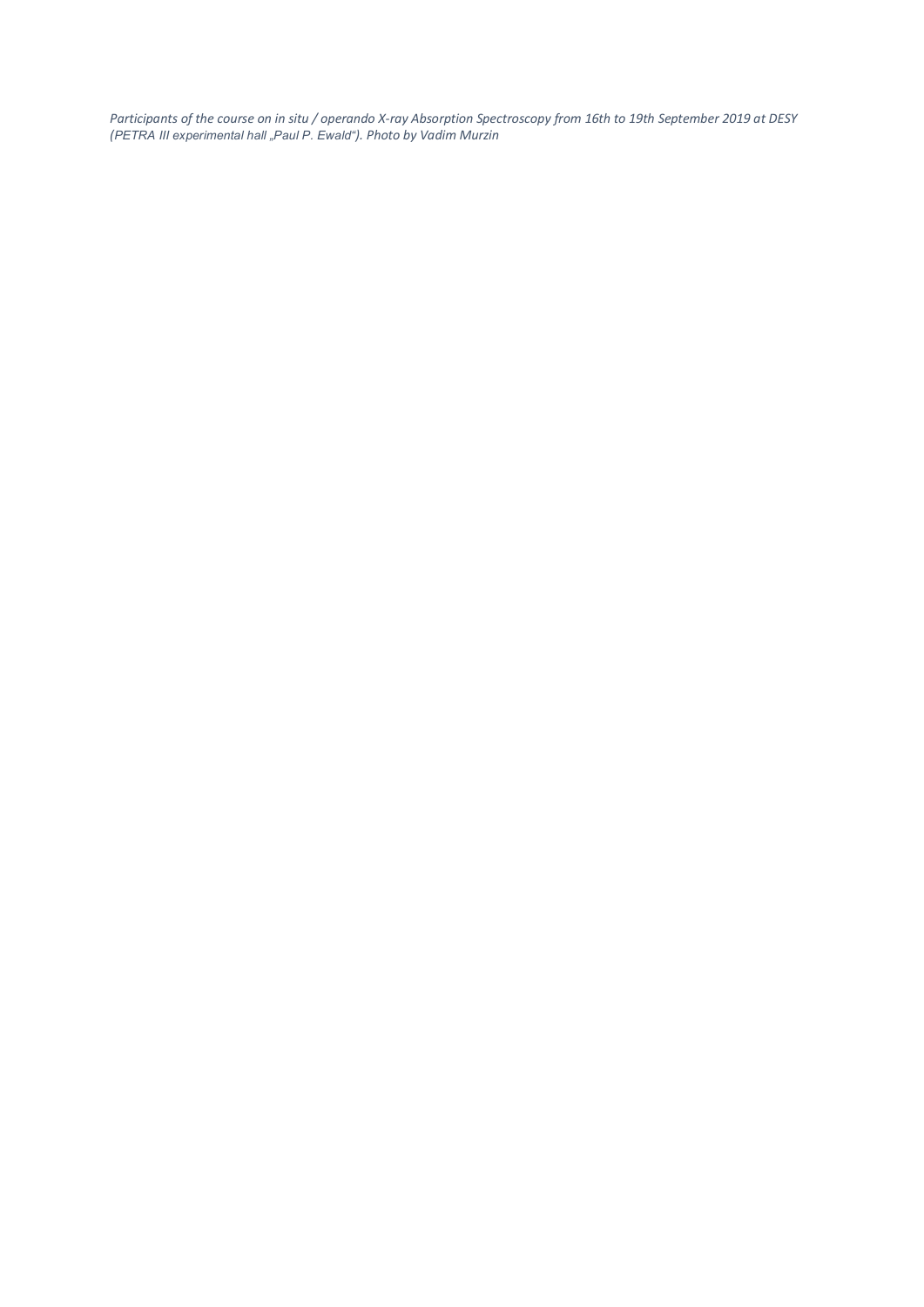*Participants of the course on in situ / operando X-ray Absorption Spectroscopy from 16th to 19th September 2019 at DESY (PETRA III experimental hall „Paul P. Ewald“). Photo by Vadim Murzin*